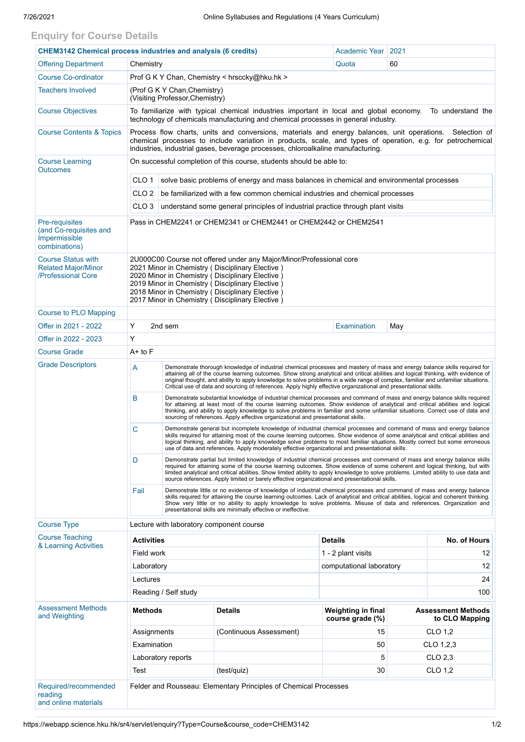## Enquiry for Course Details

| **CHEM3142 Chemical process industries and analysis (6 credits)** | | Academic Year | 2021 |
|---|---|---|---|
| Offering Department | Chemistry | Quota | 60 |
| Course Co-ordinator | Prof G K Y Chan, Chemistry < hrsccky@hku.hk > | | |
| Teachers Involved | (Prof G K Y Chan,Chemistry)<br>(Visiting Professor,Chemistry) | | |
| Course Objectives | To familiarize with typical chemical industries important in local and global economy. To understand the technology of chemicals manufacturing and chemical processes in general industry. | | |
| Course Contents & Topics | Process flow charts, units and conversions, materials and energy balances, unit operations. Selection of chemical processes to include variation in products, scale, and types of operation, e.g. for petrochemical industries, industrial gases, beverage processes, chloroalkaline manufacturing. | | |
| Course Learning Outcomes | On successful completion of this course, students should be able to:<br>CLO 1: solve basic problems of energy and mass balances in chemical and environmental processes<br>CLO 2: be familiarized with a few common chemical industries and chemical processes<br>CLO 3: understand some general principles of industrial practice through plant visits | | |
| Pre-requisites (and Co-requisites and Impermissible combinations) | Pass in CHEM2241 or CHEM2341 or CHEM2441 or CHEM2442 or CHEM2541 | | |
| Course Status with Related Major/Minor /Professional Core | 2U000C00 Course not offered under any Major/Minor/Professional core<br>2021 Minor in Chemistry ( Disciplinary Elective )<br>2020 Minor in Chemistry ( Disciplinary Elective )<br>2019 Minor in Chemistry ( Disciplinary Elective )<br>2018 Minor in Chemistry ( Disciplinary Elective )<br>2017 Minor in Chemistry ( Disciplinary Elective ) | | |
| Course to PLO Mapping | | | |
| Offer in 2021 - 2022 | Y 2nd sem | Examination | May |
| Offer in 2022 - 2023 | Y | | |
| Course Grade | A+ to F | | |

### Grade Descriptors

| Grade | Descriptor |
|---|---|
| A | Demonstrate thorough knowledge of industrial chemical processes and mastery of mass and energy balance skills required for attaining all of the course learning outcomes. Show strong analytical and critical abilities and logical thinking, with evidence of original thought, and ability to apply knowledge to solve problems in a wide range of complex, familiar and unfamiliar situations. Critical use of data and sourcing of references. Apply highly effective organizational and presentational skills. |
| B | Demonstrate substantial knowledge of industrial chemical processes and command of mass and energy balance skills required for attaining at least most of the course learning outcomes. Show evidence of analytical and critical abilities and logical thinking, and ability to apply knowledge to solve problems in familiar and some unfamiliar situations. Correct use of data and sourcing of references. Apply effective organizational and presentational skills. |
| C | Demonstrate general but incomplete knowledge of industrial chemical processes and command of mass and energy balance skills required for attaining most of the course learning outcomes. Show evidence of some analytical and critical abilities and logical thinking, and ability to apply knowledge solve problems to most familiar situations. Mostly correct but some erroneous use of data and references. Apply moderately effective organizational and presentational skills. |
| D | Demonstrate partial but limited knowledge of industrial chemical processes and command of mass and energy balance skills required for attaining some of the course learning outcomes. Show evidence of some coherent and logical thinking, but with limited analytical and critical abilities. Show limited ability to apply knowledge to solve problems. Limited ability to use data and source references. Apply limited or barely effective organizational and presentational skills. |
| Fail | Demonstrate little or no evidence of knowledge of industrial chemical processes and command of mass and energy balance skills required for attaining the course learning outcomes. Lack of analytical and critical abilities, logical and coherent thinking. Show very little or no ability to apply knowledge to solve problems. Misuse of data and references. Organization and presentational skills are minimally effective or ineffective. |

**Course Type:** Lecture with laboratory component course

### Course Teaching & Learning Activities

| Activities | Details | No. of Hours |
|---|---|---|
| Field work | 1 - 2 plant visits | 12 |
| Laboratory | computational laboratory | 12 |
| Lectures | | 24 |
| Reading / Self study | | 100 |

### Assessment Methods and Weighting

| Methods | Details | Weighting in final course grade (%) | Assessment Methods to CLO Mapping |
|---|---|---|---|
| Assignments | (Continuous Assessment) | 15 | CLO 1,2 |
| Examination | | 50 | CLO 1,2,3 |
| Laboratory reports | | 5 | CLO 2,3 |
| Test | (test/quiz) | 30 | CLO 1,2 |

**Required/recommended reading and online materials:** Felder and Rousseau: Elementary Principles of Chemical Processes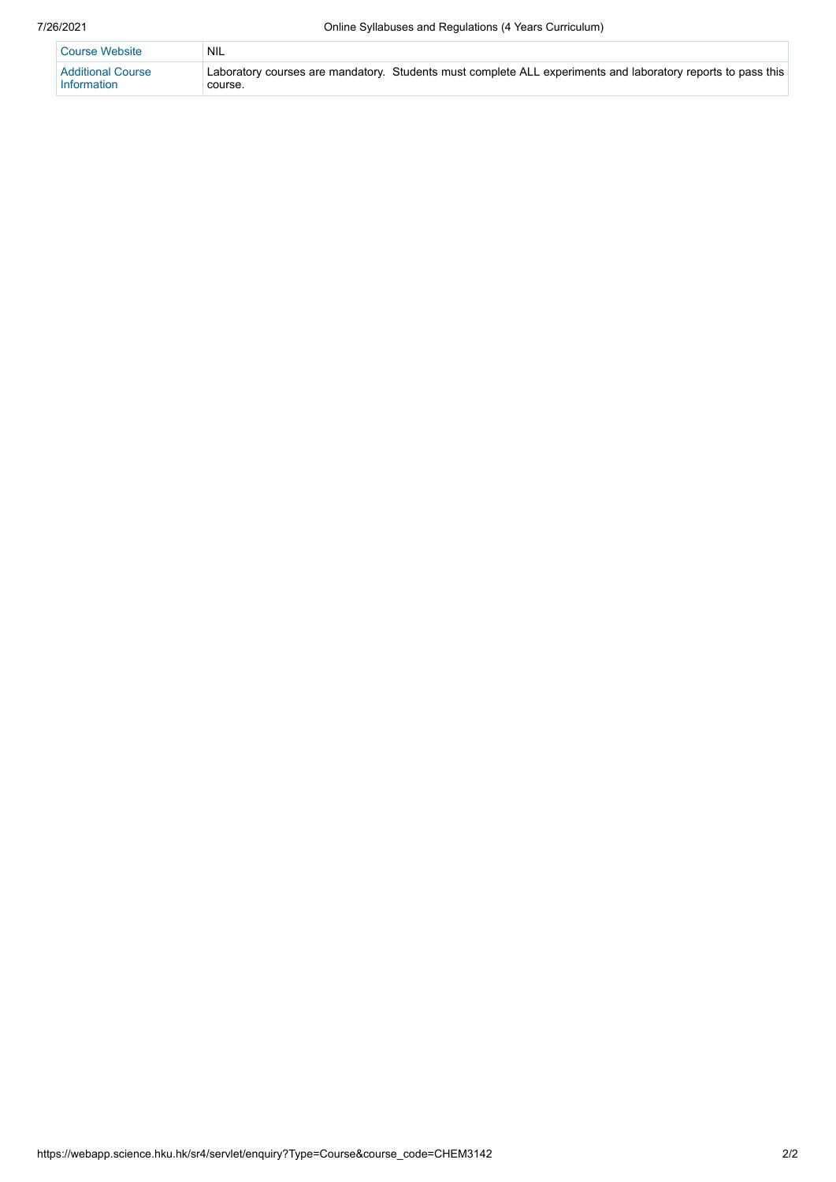| | |
|---|---|
| Course Website | NIL |
| Additional Course Information | Laboratory courses are mandatory.  Students must complete ALL experiments and laboratory reports to pass this course. |